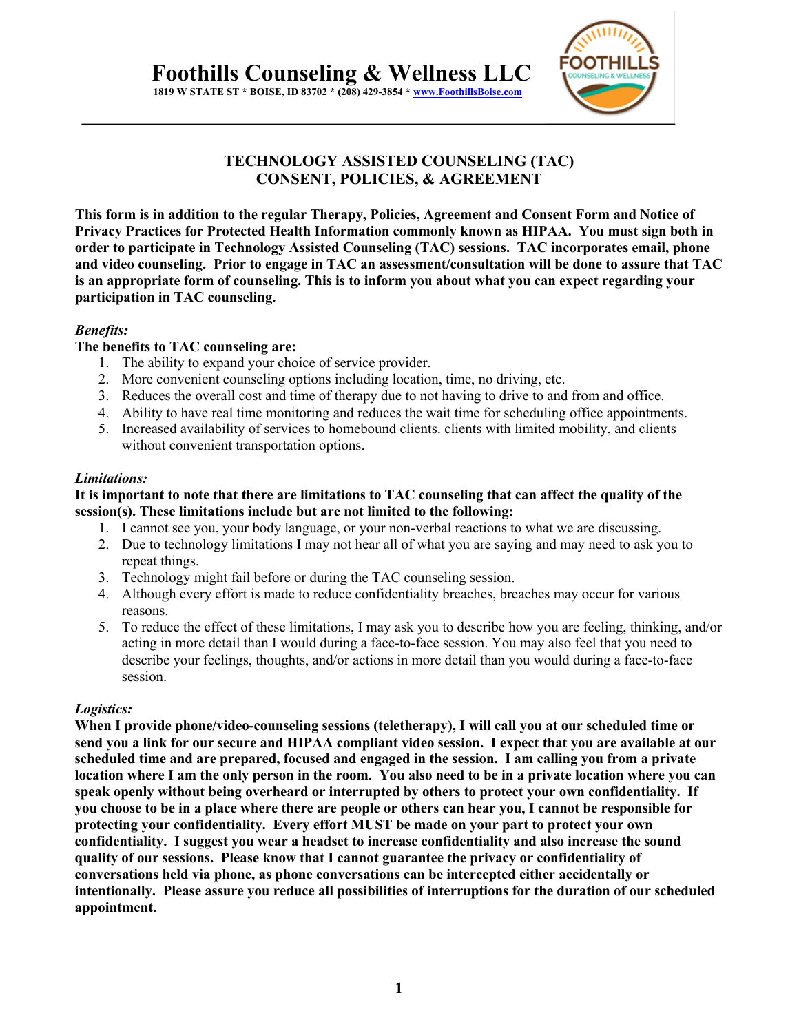# Foothills Counseling & Wellness LLC

**1819 W STATE ST * BOISE, ID 83702 * (208) 429-3854 * www.FoothillsBoise.com**

## TECHNOLOGY ASSISTED COUNSELING (TAC)
## CONSENT, POLICIES, & AGREEMENT

**This form is in addition to the regular Therapy, Policies, Agreement and Consent Form and Notice of Privacy Practices for Protected Health Information commonly known as HIPAA. You must sign both in order to participate in Technology Assisted Counseling (TAC) sessions. TAC incorporates email, phone and video counseling. Prior to engage in TAC an assessment/consultation will be done to assure that TAC is an appropriate form of counseling. This is to inform you about what you can expect regarding your participation in TAC counseling.**

*Benefits:*

**The benefits to TAC counseling are:**

1. The ability to expand your choice of service provider.
2. More convenient counseling options including location, time, no driving, etc.
3. Reduces the overall cost and time of therapy due to not having to drive to and from and office.
4. Ability to have real time monitoring and reduces the wait time for scheduling office appointments.
5. Increased availability of services to homebound clients. clients with limited mobility, and clients without convenient transportation options.

*Limitations:*

**It is important to note that there are limitations to TAC counseling that can affect the quality of the session(s). These limitations include but are not limited to the following:**

1. I cannot see you, your body language, or your non-verbal reactions to what we are discussing.
2. Due to technology limitations I may not hear all of what you are saying and may need to ask you to repeat things.
3. Technology might fail before or during the TAC counseling session.
4. Although every effort is made to reduce confidentiality breaches, breaches may occur for various reasons.
5. To reduce the effect of these limitations, I may ask you to describe how you are feeling, thinking, and/or acting in more detail than I would during a face-to-face session. You may also feel that you need to describe your feelings, thoughts, and/or actions in more detail than you would during a face-to-face session.

*Logistics:*

**When I provide phone/video-counseling sessions (teletherapy), I will call you at our scheduled time or send you a link for our secure and HIPAA compliant video session. I expect that you are available at our scheduled time and are prepared, focused and engaged in the session. I am calling you from a private location where I am the only person in the room. You also need to be in a private location where you can speak openly without being overheard or interrupted by others to protect your own confidentiality. If you choose to be in a place where there are people or others can hear you, I cannot be responsible for protecting your confidentiality. Every effort MUST be made on your part to protect your own confidentiality. I suggest you wear a headset to increase confidentiality and also increase the sound quality of our sessions. Please know that I cannot guarantee the privacy or confidentiality of conversations held via phone, as phone conversations can be intercepted either accidentally or intentionally. Please assure you reduce all possibilities of interruptions for the duration of our scheduled appointment.**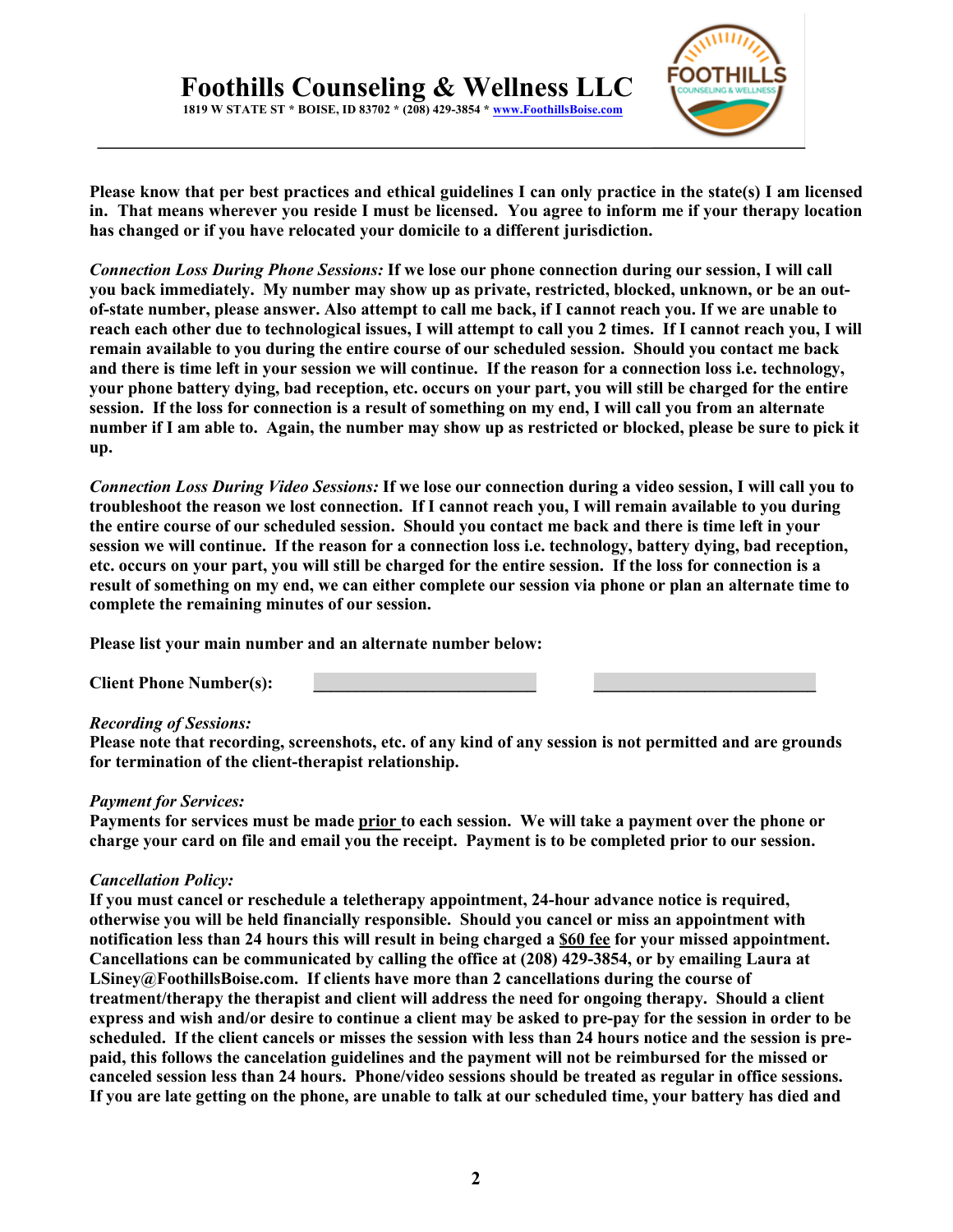# Foothills Counseling & Wellness LLC

**1819 W STATE ST * BOISE, ID 83702 * (208) 429-3854 * www.FoothillsBoise.com**

---

**Please know that per best practices and ethical guidelines I can only practice in the state(s) I am licensed in. That means wherever you reside I must be licensed. You agree to inform me if your therapy location has changed or if you have relocated your domicile to a different jurisdiction.**

***Connection Loss During Phone Sessions:*** **If we lose our phone connection during our session, I will call you back immediately. My number may show up as private, restricted, blocked, unknown, or be an out-of-state number, please answer. Also attempt to call me back, if I cannot reach you. If we are unable to reach each other due to technological issues, I will attempt to call you 2 times. If I cannot reach you, I will remain available to you during the entire course of our scheduled session. Should you contact me back and there is time left in your session we will continue. If the reason for a connection loss i.e. technology, your phone battery dying, bad reception, etc. occurs on your part, you will still be charged for the entire session. If the loss for connection is a result of something on my end, I will call you from an alternate number if I am able to. Again, the number may show up as restricted or blocked, please be sure to pick it up.**

***Connection Loss During Video Sessions:*** **If we lose our connection during a video session, I will call you to troubleshoot the reason we lost connection. If I cannot reach you, I will remain available to you during the entire course of our scheduled session. Should you contact me back and there is time left in your session we will continue. If the reason for a connection loss i.e. technology, battery dying, bad reception, etc. occurs on your part, you will still be charged for the entire session. If the loss for connection is a result of something on my end, we can either complete our session via phone or plan an alternate time to complete the remaining minutes of our session.**

**Please list your main number and an alternate number below:**

**Client Phone Number(s):** ______________________ ______________________

***Recording of Sessions:***
**Please note that recording, screenshots, etc. of any kind of any session is not permitted and are grounds for termination of the client-therapist relationship.**

***Payment for Services:***
**Payments for services must be made prior to each session. We will take a payment over the phone or charge your card on file and email you the receipt. Payment is to be completed prior to our session.**

***Cancellation Policy:***
**If you must cancel or reschedule a teletherapy appointment, 24-hour advance notice is required, otherwise you will be held financially responsible. Should you cancel or miss an appointment with notification less than 24 hours this will result in being charged a $60 fee for your missed appointment. Cancellations can be communicated by calling the office at (208) 429-3854, or by emailing Laura at LSiney@FoothillsBoise.com. If clients have more than 2 cancellations during the course of treatment/therapy the therapist and client will address the need for ongoing therapy. Should a client express and wish and/or desire to continue a client may be asked to pre-pay for the session in order to be scheduled. If the client cancels or misses the session with less than 24 hours notice and the session is pre-paid, this follows the cancelation guidelines and the payment will not be reimbursed for the missed or canceled session less than 24 hours. Phone/video sessions should be treated as regular in office sessions. If you are late getting on the phone, are unable to talk at our scheduled time, your battery has died and**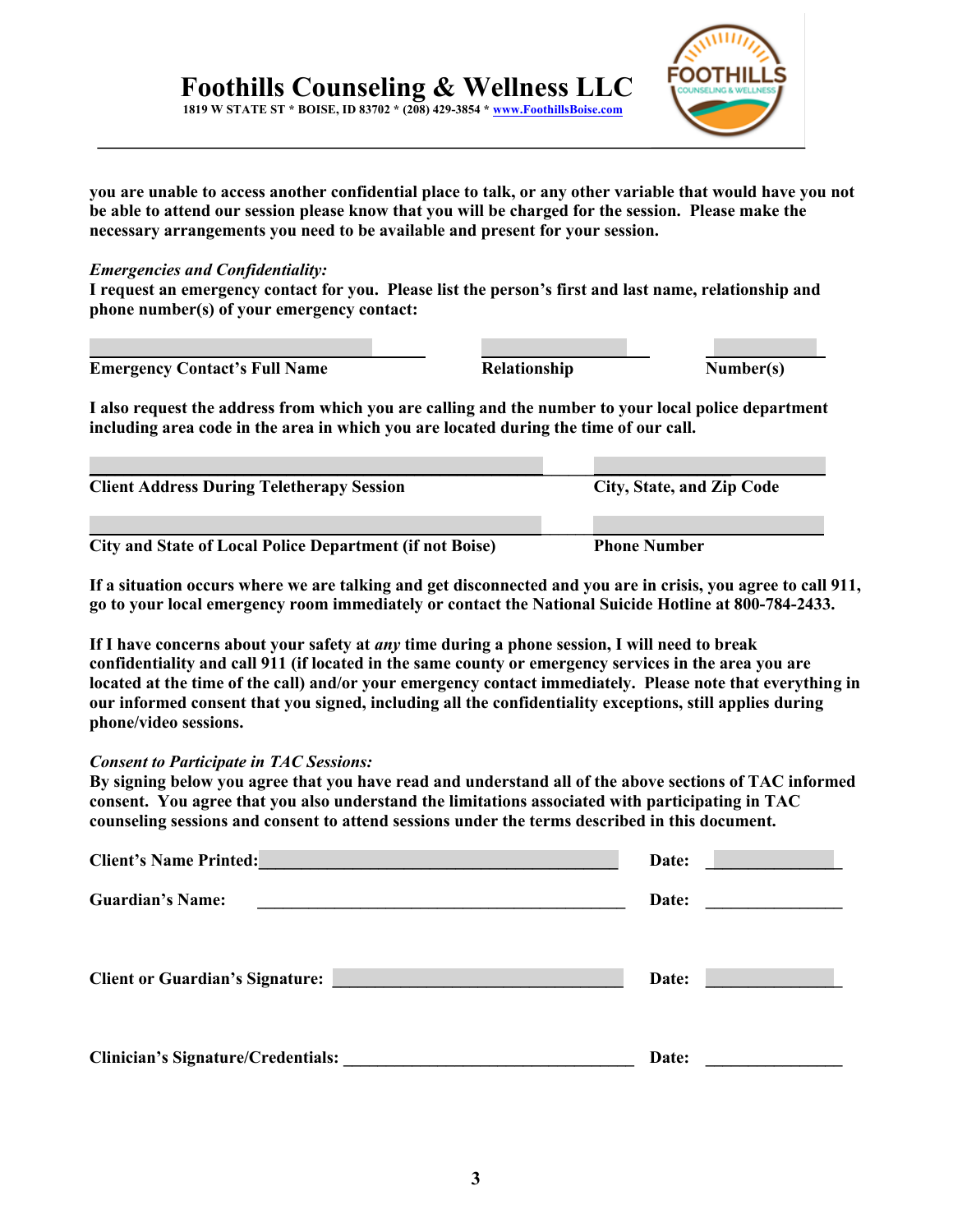# Foothills Counseling & Wellness LLC

**1819 W STATE ST * BOISE, ID 83702 * (208) 429-3854 * www.FoothillsBoise.com**

---

**you are unable to access another confidential place to talk, or any other variable that would have you not be able to attend our session please know that you will be charged for the session. Please make the necessary arrangements you need to be available and present for your session.**

*Emergencies and Confidentiality:*

**I request an emergency contact for you. Please list the person's first and last name, relationship and phone number(s) of your emergency contact:**

| | | |
|---|---|---|
| ______________________ | ______________ | __________ |
| **Emergency Contact's Full Name** | **Relationship** | **Number(s)** |

**I also request the address from which you are calling and the number to your local police department including area code in the area in which you are located during the time of our call.**

| | |
|---|---|
| ______________________________ | __________________ |
| **Client Address During Teletherapy Session** | **City, State, and Zip Code** |
| ______________________________ | __________________ |
| **City and State of Local Police Department (if not Boise)** | **Phone Number** |

**If a situation occurs where we are talking and get disconnected and you are in crisis, you agree to call 911, go to your local emergency room immediately or contact the National Suicide Hotline at 800-784-2433.**

**If I have concerns about your safety at *any* time during a phone session, I will need to break confidentiality and call 911 (if located in the same county or emergency services in the area you are located at the time of the call) and/or your emergency contact immediately. Please note that everything in our informed consent that you signed, including all the confidentiality exceptions, still applies during phone/video sessions.**

*Consent to Participate in TAC Sessions:*

**By signing below you agree that you have read and understand all of the above sections of TAC informed consent. You agree that you also understand the limitations associated with participating in TAC counseling sessions and consent to attend sessions under the terms described in this document.**

**Client's Name Printed:** ________________________________ **Date:** ______________

**Guardian's Name:** ________________________________ **Date:** ______________

**Client or Guardian's Signature:** ____________________________ **Date:** ______________

**Clinician's Signature/Credentials:** ____________________________ **Date:** ______________